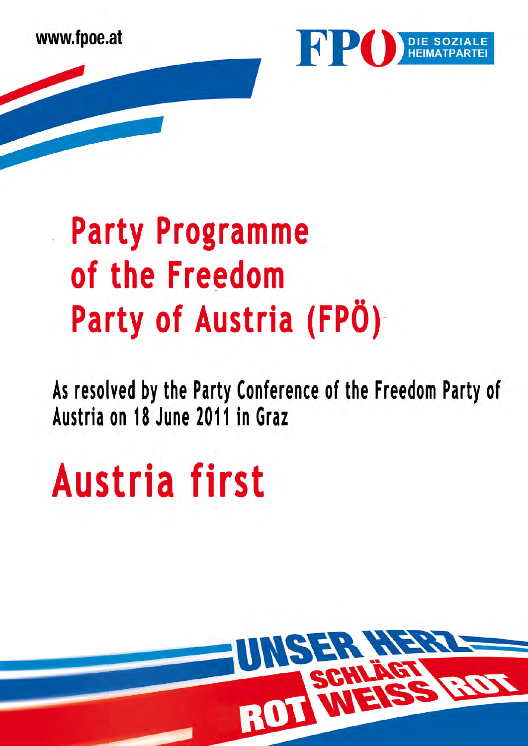www.fpoe.at

FPÖ DIE SOZIALE HEIMATPARTEI

# Party Programme of the Freedom Party of Austria (FPÖ)

As resolved by the Party Conference of the Freedom Party of Austria on 18 June 2011 in Graz

# Austria first

UNSER HERZ SCHLÄGT ROT WEISS ROT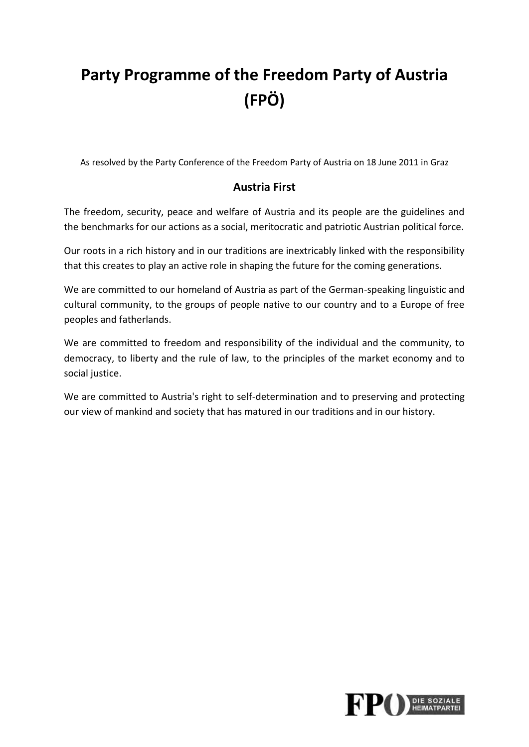# Party Programme of the Freedom Party of Austria (FPÖ)

As resolved by the Party Conference of the Freedom Party of Austria on 18 June 2011 in Graz

## Austria First

The freedom, security, peace and welfare of Austria and its people are the guidelines and the benchmarks for our actions as a social, meritocratic and patriotic Austrian political force.

Our roots in a rich history and in our traditions are inextricably linked with the responsibility that this creates to play an active role in shaping the future for the coming generations.

We are committed to our homeland of Austria as part of the German-speaking linguistic and cultural community, to the groups of people native to our country and to a Europe of free peoples and fatherlands.

We are committed to freedom and responsibility of the individual and the community, to democracy, to liberty and the rule of law, to the principles of the market economy and to social justice.

We are committed to Austria's right to self-determination and to preserving and protecting our view of mankind and society that has matured in our traditions and in our history.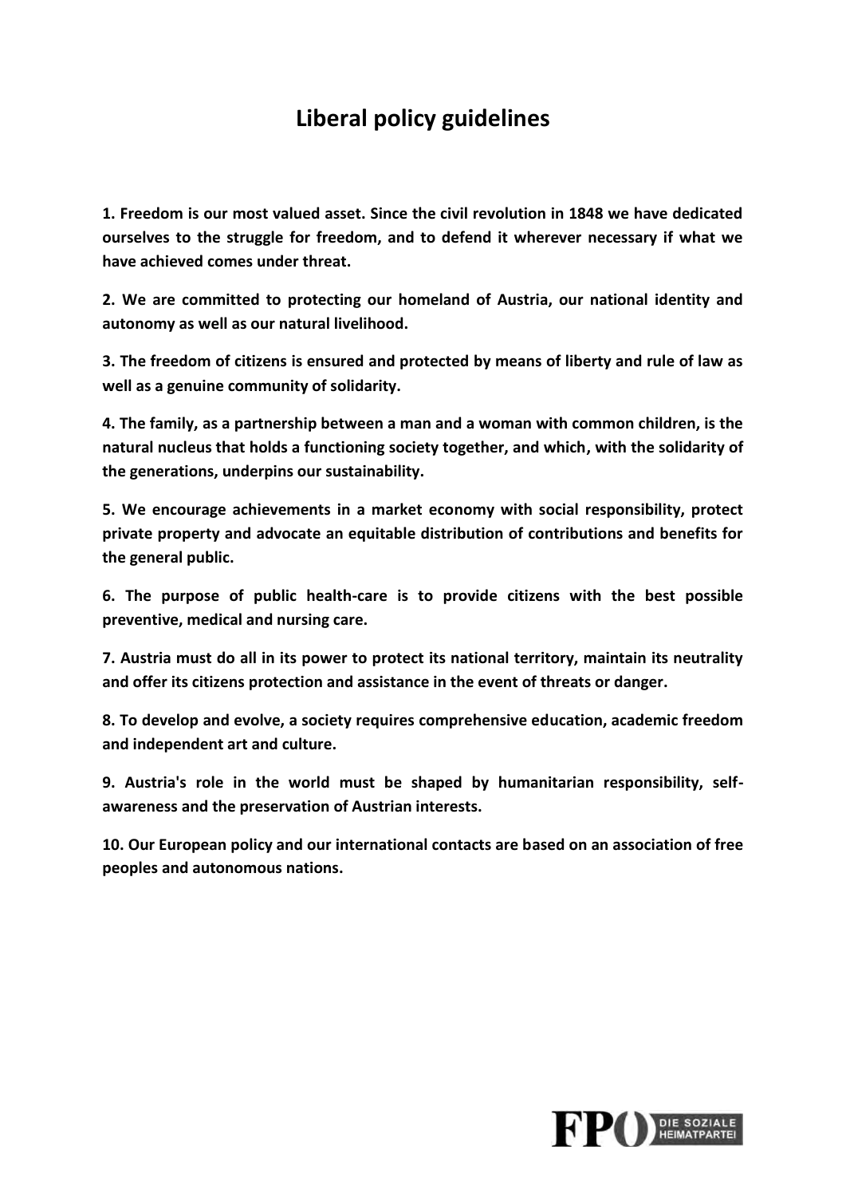# Liberal policy guidelines

**1. Freedom is our most valued asset. Since the civil revolution in 1848 we have dedicated ourselves to the struggle for freedom, and to defend it wherever necessary if what we have achieved comes under threat.**

**2. We are committed to protecting our homeland of Austria, our national identity and autonomy as well as our natural livelihood.**

**3. The freedom of citizens is ensured and protected by means of liberty and rule of law as well as a genuine community of solidarity.**

**4. The family, as a partnership between a man and a woman with common children, is the natural nucleus that holds a functioning society together, and which, with the solidarity of the generations, underpins our sustainability.**

**5. We encourage achievements in a market economy with social responsibility, protect private property and advocate an equitable distribution of contributions and benefits for the general public.**

**6. The purpose of public health-care is to provide citizens with the best possible preventive, medical and nursing care.**

**7. Austria must do all in its power to protect its national territory, maintain its neutrality and offer its citizens protection and assistance in the event of threats or danger.**

**8. To develop and evolve, a society requires comprehensive education, academic freedom and independent art and culture.**

**9. Austria's role in the world must be shaped by humanitarian responsibility, self-awareness and the preservation of Austrian interests.**

**10. Our European policy and our international contacts are based on an association of free peoples and autonomous nations.**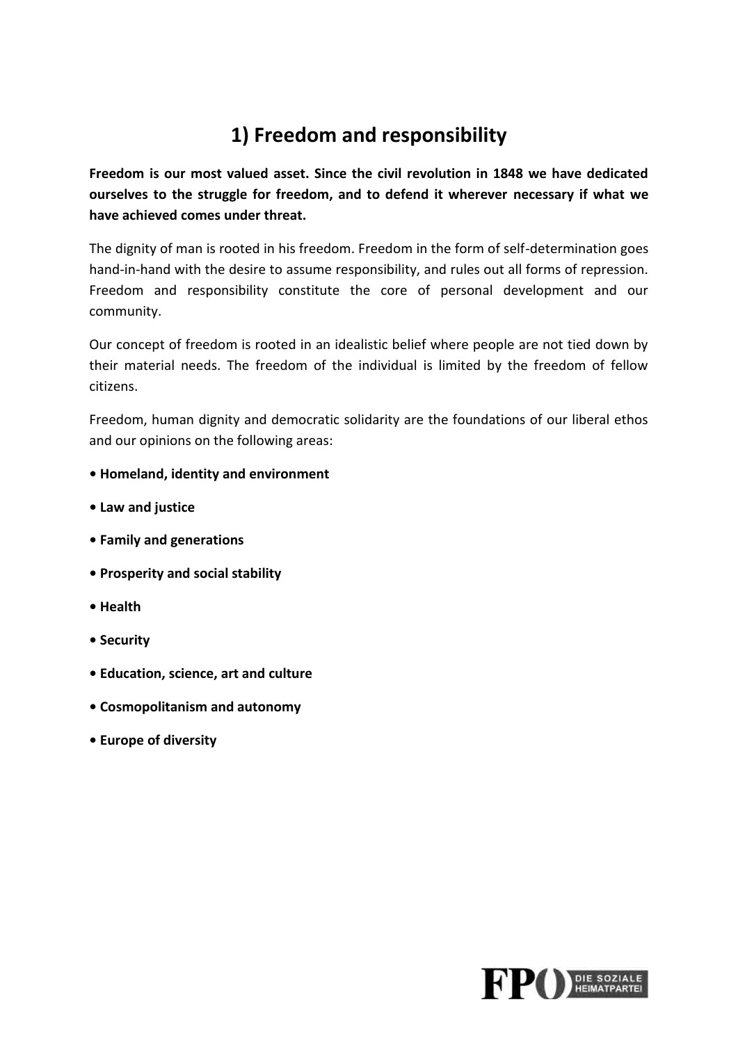## 1) Freedom and responsibility

**Freedom is our most valued asset. Since the civil revolution in 1848 we have dedicated ourselves to the struggle for freedom, and to defend it wherever necessary if what we have achieved comes under threat.**

The dignity of man is rooted in his freedom. Freedom in the form of self-determination goes hand-in-hand with the desire to assume responsibility, and rules out all forms of repression. Freedom and responsibility constitute the core of personal development and our community.

Our concept of freedom is rooted in an idealistic belief where people are not tied down by their material needs. The freedom of the individual is limited by the freedom of fellow citizens.

Freedom, human dignity and democratic solidarity are the foundations of our liberal ethos and our opinions on the following areas:

- **Homeland, identity and environment**
- **Law and justice**
- **Family and generations**
- **Prosperity and social stability**
- **Health**
- **Security**
- **Education, science, art and culture**
- **Cosmopolitanism and autonomy**
- **Europe of diversity**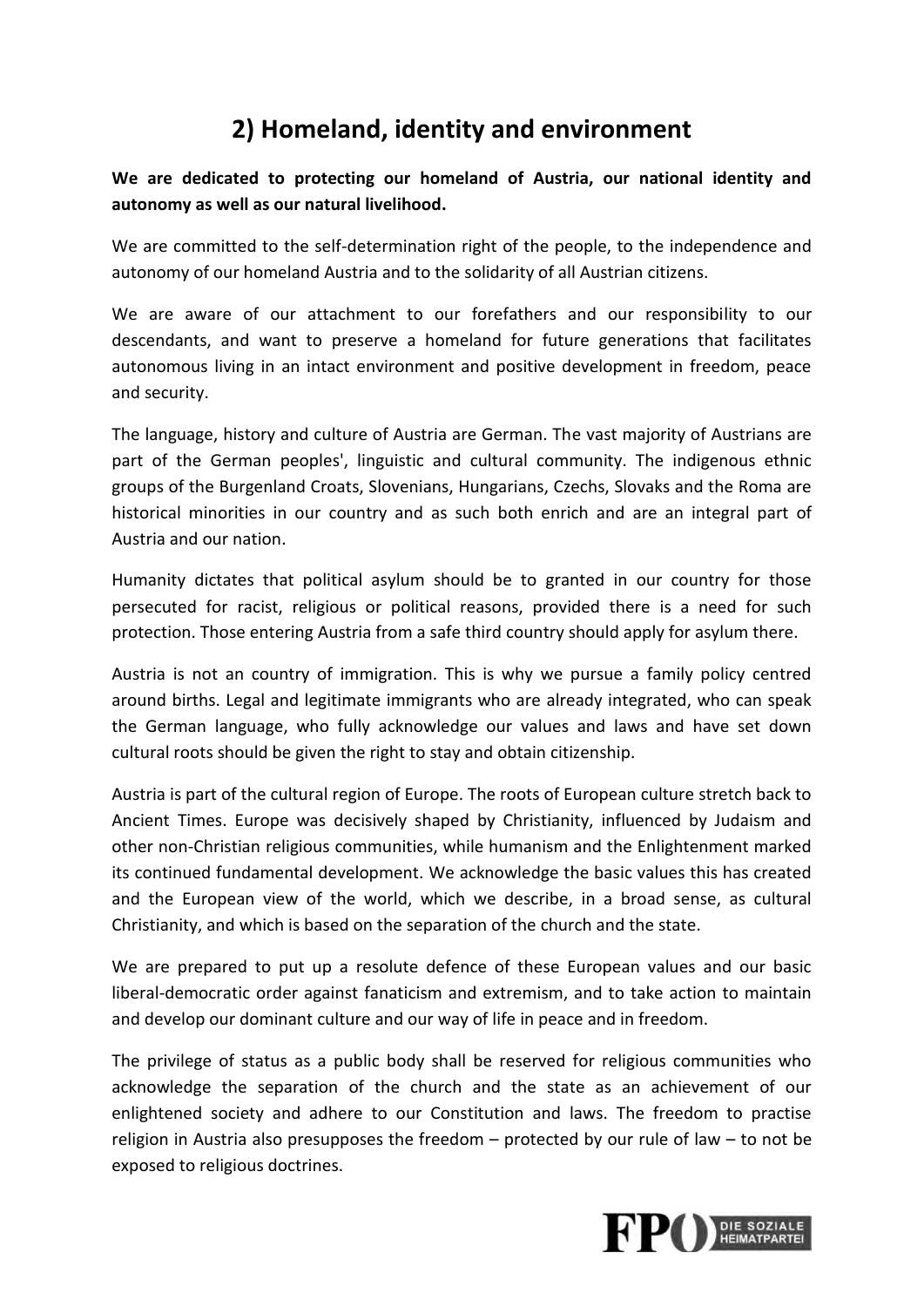## 2) Homeland, identity and environment

**We are dedicated to protecting our homeland of Austria, our national identity and autonomy as well as our natural livelihood.**

We are committed to the self-determination right of the people, to the independence and autonomy of our homeland Austria and to the solidarity of all Austrian citizens.

We are aware of our attachment to our forefathers and our responsibility to our descendants, and want to preserve a homeland for future generations that facilitates autonomous living in an intact environment and positive development in freedom, peace and security.

The language, history and culture of Austria are German. The vast majority of Austrians are part of the German peoples', linguistic and cultural community. The indigenous ethnic groups of the Burgenland Croats, Slovenians, Hungarians, Czechs, Slovaks and the Roma are historical minorities in our country and as such both enrich and are an integral part of Austria and our nation.

Humanity dictates that political asylum should be to granted in our country for those persecuted for racist, religious or political reasons, provided there is a need for such protection. Those entering Austria from a safe third country should apply for asylum there.

Austria is not an country of immigration. This is why we pursue a family policy centred around births. Legal and legitimate immigrants who are already integrated, who can speak the German language, who fully acknowledge our values and laws and have set down cultural roots should be given the right to stay and obtain citizenship.

Austria is part of the cultural region of Europe. The roots of European culture stretch back to Ancient Times. Europe was decisively shaped by Christianity, influenced by Judaism and other non-Christian religious communities, while humanism and the Enlightenment marked its continued fundamental development. We acknowledge the basic values this has created and the European view of the world, which we describe, in a broad sense, as cultural Christianity, and which is based on the separation of the church and the state.

We are prepared to put up a resolute defence of these European values and our basic liberal-democratic order against fanaticism and extremism, and to take action to maintain and develop our dominant culture and our way of life in peace and in freedom.

The privilege of status as a public body shall be reserved for religious communities who acknowledge the separation of the church and the state as an achievement of our enlightened society and adhere to our Constitution and laws. The freedom to practise religion in Austria also presupposes the freedom – protected by our rule of law – to not be exposed to religious doctrines.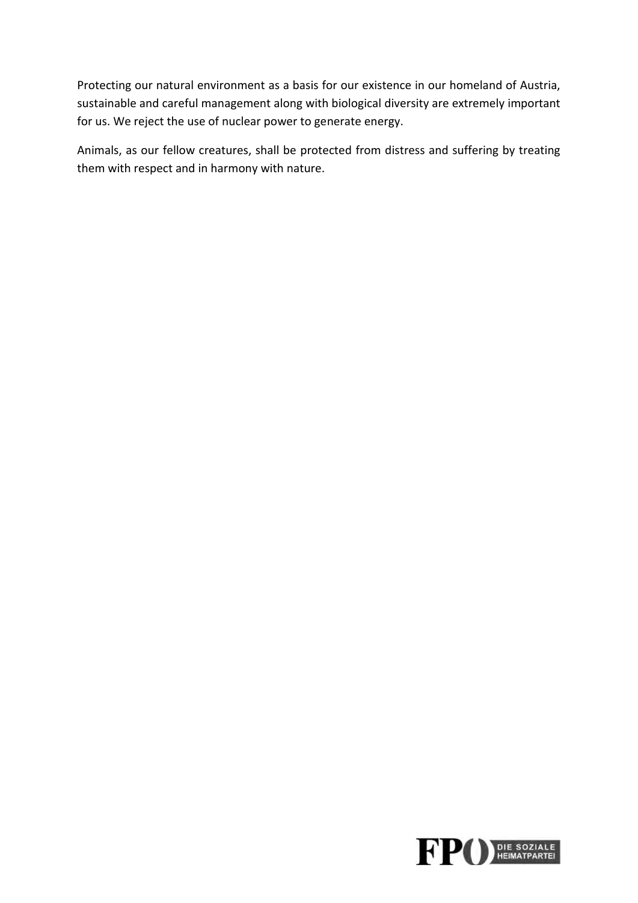Protecting our natural environment as a basis for our existence in our homeland of Austria, sustainable and careful management along with biological diversity are extremely important for us. We reject the use of nuclear power to generate energy.

Animals, as our fellow creatures, shall be protected from distress and suffering by treating them with respect and in harmony with nature.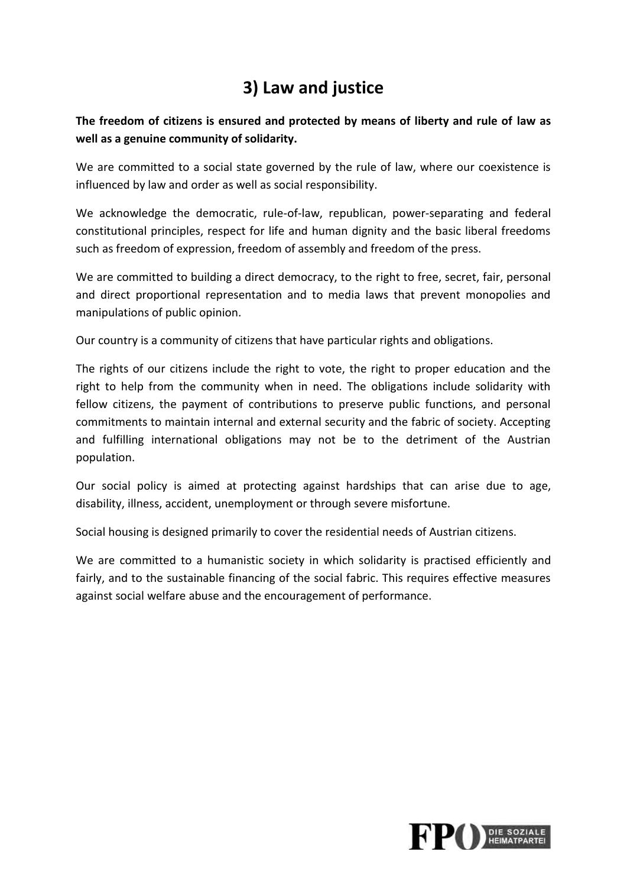# 3) Law and justice

**The freedom of citizens is ensured and protected by means of liberty and rule of law as well as a genuine community of solidarity.**

We are committed to a social state governed by the rule of law, where our coexistence is influenced by law and order as well as social responsibility.

We acknowledge the democratic, rule-of-law, republican, power-separating and federal constitutional principles, respect for life and human dignity and the basic liberal freedoms such as freedom of expression, freedom of assembly and freedom of the press.

We are committed to building a direct democracy, to the right to free, secret, fair, personal and direct proportional representation and to media laws that prevent monopolies and manipulations of public opinion.

Our country is a community of citizens that have particular rights and obligations.

The rights of our citizens include the right to vote, the right to proper education and the right to help from the community when in need. The obligations include solidarity with fellow citizens, the payment of contributions to preserve public functions, and personal commitments to maintain internal and external security and the fabric of society. Accepting and fulfilling international obligations may not be to the detriment of the Austrian population.

Our social policy is aimed at protecting against hardships that can arise due to age, disability, illness, accident, unemployment or through severe misfortune.

Social housing is designed primarily to cover the residential needs of Austrian citizens.

We are committed to a humanistic society in which solidarity is practised efficiently and fairly, and to the sustainable financing of the social fabric. This requires effective measures against social welfare abuse and the encouragement of performance.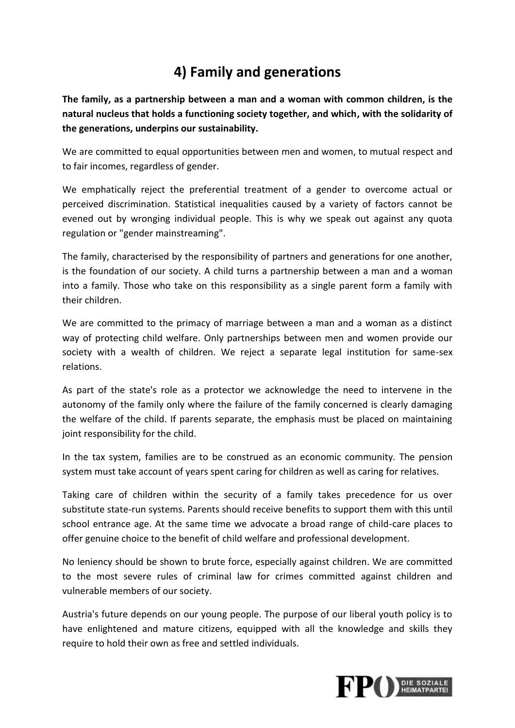## 4) Family and generations

**The family, as a partnership between a man and a woman with common children, is the natural nucleus that holds a functioning society together, and which, with the solidarity of the generations, underpins our sustainability.**

We are committed to equal opportunities between men and women, to mutual respect and to fair incomes, regardless of gender.

We emphatically reject the preferential treatment of a gender to overcome actual or perceived discrimination. Statistical inequalities caused by a variety of factors cannot be evened out by wronging individual people. This is why we speak out against any quota regulation or "gender mainstreaming".

The family, characterised by the responsibility of partners and generations for one another, is the foundation of our society. A child turns a partnership between a man and a woman into a family. Those who take on this responsibility as a single parent form a family with their children.

We are committed to the primacy of marriage between a man and a woman as a distinct way of protecting child welfare. Only partnerships between men and women provide our society with a wealth of children. We reject a separate legal institution for same-sex relations.

As part of the state's role as a protector we acknowledge the need to intervene in the autonomy of the family only where the failure of the family concerned is clearly damaging the welfare of the child. If parents separate, the emphasis must be placed on maintaining joint responsibility for the child.

In the tax system, families are to be construed as an economic community. The pension system must take account of years spent caring for children as well as caring for relatives.

Taking care of children within the security of a family takes precedence for us over substitute state-run systems. Parents should receive benefits to support them with this until school entrance age. At the same time we advocate a broad range of child-care places to offer genuine choice to the benefit of child welfare and professional development.

No leniency should be shown to brute force, especially against children. We are committed to the most severe rules of criminal law for crimes committed against children and vulnerable members of our society.

Austria's future depends on our young people. The purpose of our liberal youth policy is to have enlightened and mature citizens, equipped with all the knowledge and skills they require to hold their own as free and settled individuals.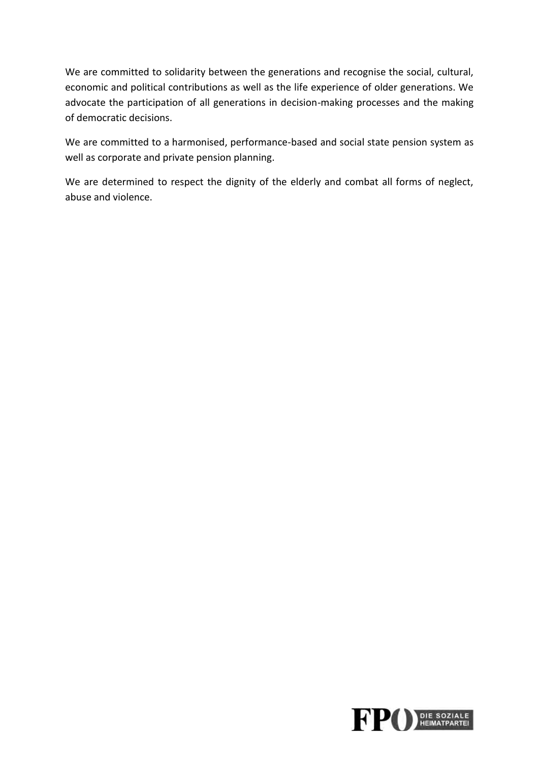We are committed to solidarity between the generations and recognise the social, cultural, economic and political contributions as well as the life experience of older generations. We advocate the participation of all generations in decision-making processes and the making of democratic decisions.

We are committed to a harmonised, performance-based and social state pension system as well as corporate and private pension planning.

We are determined to respect the dignity of the elderly and combat all forms of neglect, abuse and violence.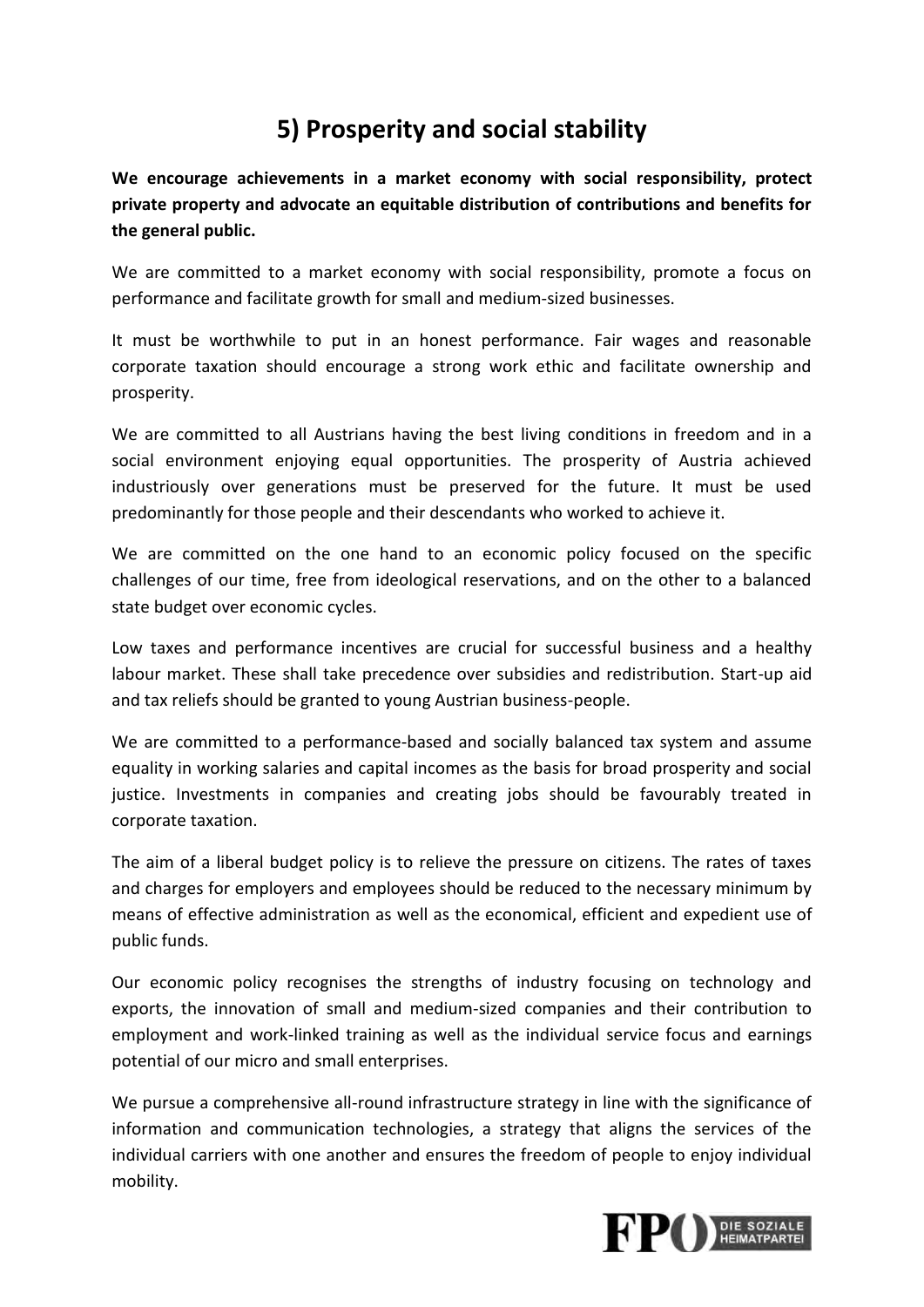# 5) Prosperity and social stability

**We encourage achievements in a market economy with social responsibility, protect private property and advocate an equitable distribution of contributions and benefits for the general public.**

We are committed to a market economy with social responsibility, promote a focus on performance and facilitate growth for small and medium-sized businesses.

It must be worthwhile to put in an honest performance. Fair wages and reasonable corporate taxation should encourage a strong work ethic and facilitate ownership and prosperity.

We are committed to all Austrians having the best living conditions in freedom and in a social environment enjoying equal opportunities. The prosperity of Austria achieved industriously over generations must be preserved for the future. It must be used predominantly for those people and their descendants who worked to achieve it.

We are committed on the one hand to an economic policy focused on the specific challenges of our time, free from ideological reservations, and on the other to a balanced state budget over economic cycles.

Low taxes and performance incentives are crucial for successful business and a healthy labour market. These shall take precedence over subsidies and redistribution. Start-up aid and tax reliefs should be granted to young Austrian business-people.

We are committed to a performance-based and socially balanced tax system and assume equality in working salaries and capital incomes as the basis for broad prosperity and social justice. Investments in companies and creating jobs should be favourably treated in corporate taxation.

The aim of a liberal budget policy is to relieve the pressure on citizens. The rates of taxes and charges for employers and employees should be reduced to the necessary minimum by means of effective administration as well as the economical, efficient and expedient use of public funds.

Our economic policy recognises the strengths of industry focusing on technology and exports, the innovation of small and medium-sized companies and their contribution to employment and work-linked training as well as the individual service focus and earnings potential of our micro and small enterprises.

We pursue a comprehensive all-round infrastructure strategy in line with the significance of information and communication technologies, a strategy that aligns the services of the individual carriers with one another and ensures the freedom of people to enjoy individual mobility.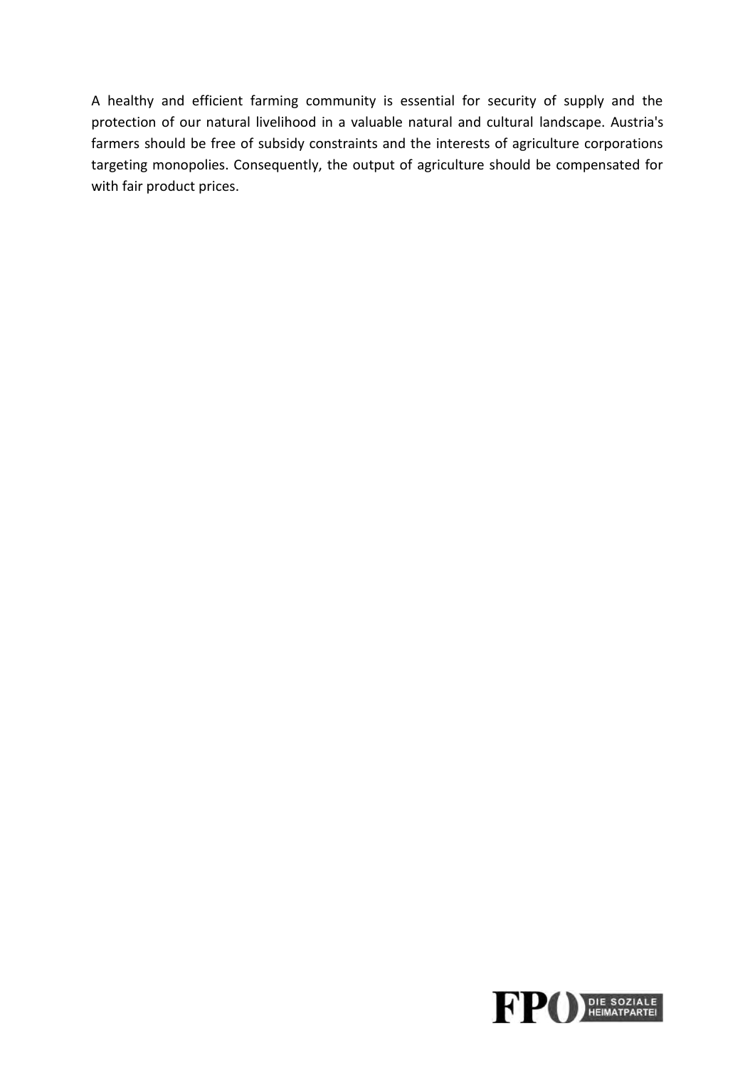A healthy and efficient farming community is essential for security of supply and the protection of our natural livelihood in a valuable natural and cultural landscape. Austria's farmers should be free of subsidy constraints and the interests of agriculture corporations targeting monopolies. Consequently, the output of agriculture should be compensated for with fair product prices.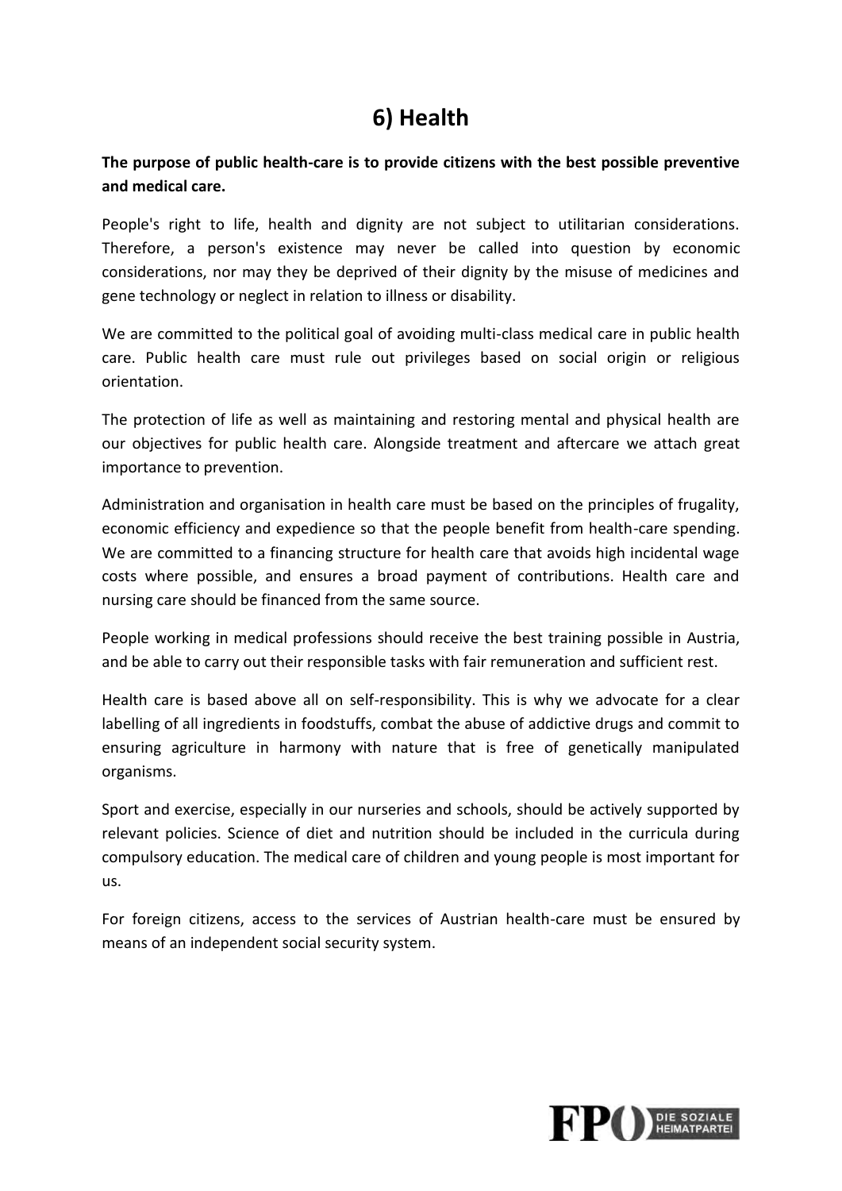# 6) Health

**The purpose of public health-care is to provide citizens with the best possible preventive and medical care.**

People's right to life, health and dignity are not subject to utilitarian considerations. Therefore, a person's existence may never be called into question by economic considerations, nor may they be deprived of their dignity by the misuse of medicines and gene technology or neglect in relation to illness or disability.

We are committed to the political goal of avoiding multi-class medical care in public health care. Public health care must rule out privileges based on social origin or religious orientation.

The protection of life as well as maintaining and restoring mental and physical health are our objectives for public health care. Alongside treatment and aftercare we attach great importance to prevention.

Administration and organisation in health care must be based on the principles of frugality, economic efficiency and expedience so that the people benefit from health-care spending. We are committed to a financing structure for health care that avoids high incidental wage costs where possible, and ensures a broad payment of contributions. Health care and nursing care should be financed from the same source.

People working in medical professions should receive the best training possible in Austria, and be able to carry out their responsible tasks with fair remuneration and sufficient rest.

Health care is based above all on self-responsibility. This is why we advocate for a clear labelling of all ingredients in foodstuffs, combat the abuse of addictive drugs and commit to ensuring agriculture in harmony with nature that is free of genetically manipulated organisms.

Sport and exercise, especially in our nurseries and schools, should be actively supported by relevant policies. Science of diet and nutrition should be included in the curricula during compulsory education. The medical care of children and young people is most important for us.

For foreign citizens, access to the services of Austrian health-care must be ensured by means of an independent social security system.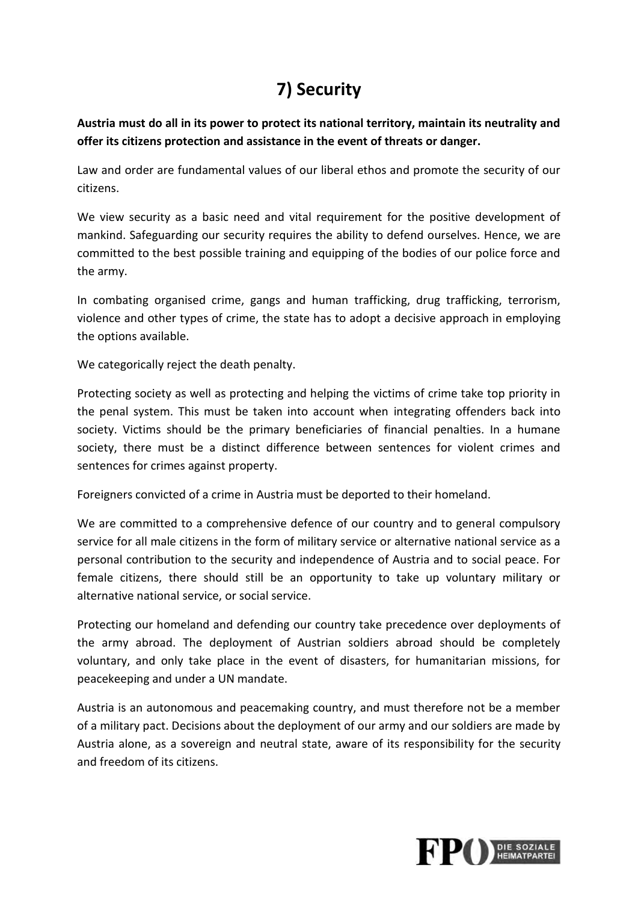# 7) Security

**Austria must do all in its power to protect its national territory, maintain its neutrality and offer its citizens protection and assistance in the event of threats or danger.**

Law and order are fundamental values of our liberal ethos and promote the security of our citizens.

We view security as a basic need and vital requirement for the positive development of mankind. Safeguarding our security requires the ability to defend ourselves. Hence, we are committed to the best possible training and equipping of the bodies of our police force and the army.

In combating organised crime, gangs and human trafficking, drug trafficking, terrorism, violence and other types of crime, the state has to adopt a decisive approach in employing the options available.

We categorically reject the death penalty.

Protecting society as well as protecting and helping the victims of crime take top priority in the penal system. This must be taken into account when integrating offenders back into society. Victims should be the primary beneficiaries of financial penalties. In a humane society, there must be a distinct difference between sentences for violent crimes and sentences for crimes against property.

Foreigners convicted of a crime in Austria must be deported to their homeland.

We are committed to a comprehensive defence of our country and to general compulsory service for all male citizens in the form of military service or alternative national service as a personal contribution to the security and independence of Austria and to social peace. For female citizens, there should still be an opportunity to take up voluntary military or alternative national service, or social service.

Protecting our homeland and defending our country take precedence over deployments of the army abroad. The deployment of Austrian soldiers abroad should be completely voluntary, and only take place in the event of disasters, for humanitarian missions, for peacekeeping and under a UN mandate.

Austria is an autonomous and peacemaking country, and must therefore not be a member of a military pact. Decisions about the deployment of our army and our soldiers are made by Austria alone, as a sovereign and neutral state, aware of its responsibility for the security and freedom of its citizens.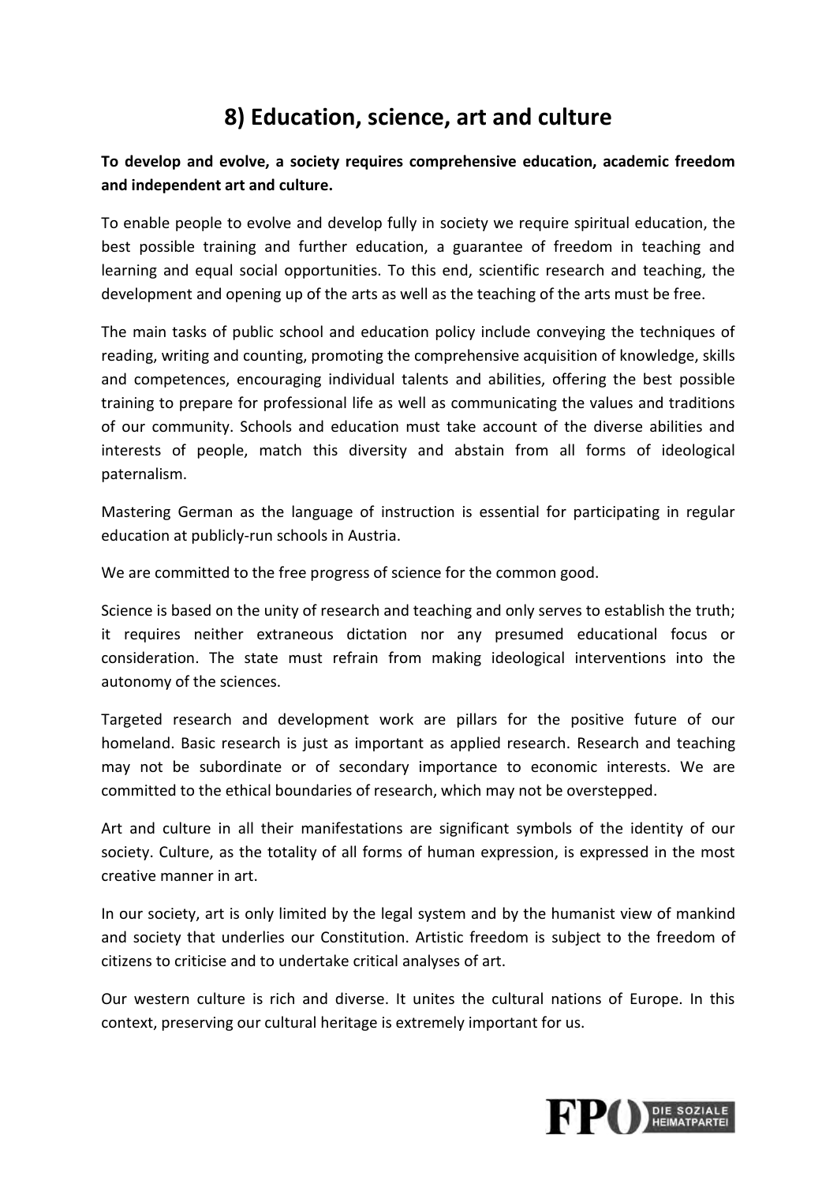## 8) Education, science, art and culture

**To develop and evolve, a society requires comprehensive education, academic freedom and independent art and culture.**

To enable people to evolve and develop fully in society we require spiritual education, the best possible training and further education, a guarantee of freedom in teaching and learning and equal social opportunities. To this end, scientific research and teaching, the development and opening up of the arts as well as the teaching of the arts must be free.

The main tasks of public school and education policy include conveying the techniques of reading, writing and counting, promoting the comprehensive acquisition of knowledge, skills and competences, encouraging individual talents and abilities, offering the best possible training to prepare for professional life as well as communicating the values and traditions of our community. Schools and education must take account of the diverse abilities and interests of people, match this diversity and abstain from all forms of ideological paternalism.

Mastering German as the language of instruction is essential for participating in regular education at publicly-run schools in Austria.

We are committed to the free progress of science for the common good.

Science is based on the unity of research and teaching and only serves to establish the truth; it requires neither extraneous dictation nor any presumed educational focus or consideration. The state must refrain from making ideological interventions into the autonomy of the sciences.

Targeted research and development work are pillars for the positive future of our homeland. Basic research is just as important as applied research. Research and teaching may not be subordinate or of secondary importance to economic interests. We are committed to the ethical boundaries of research, which may not be overstepped.

Art and culture in all their manifestations are significant symbols of the identity of our society. Culture, as the totality of all forms of human expression, is expressed in the most creative manner in art.

In our society, art is only limited by the legal system and by the humanist view of mankind and society that underlies our Constitution. Artistic freedom is subject to the freedom of citizens to criticise and to undertake critical analyses of art.

Our western culture is rich and diverse. It unites the cultural nations of Europe. In this context, preserving our cultural heritage is extremely important for us.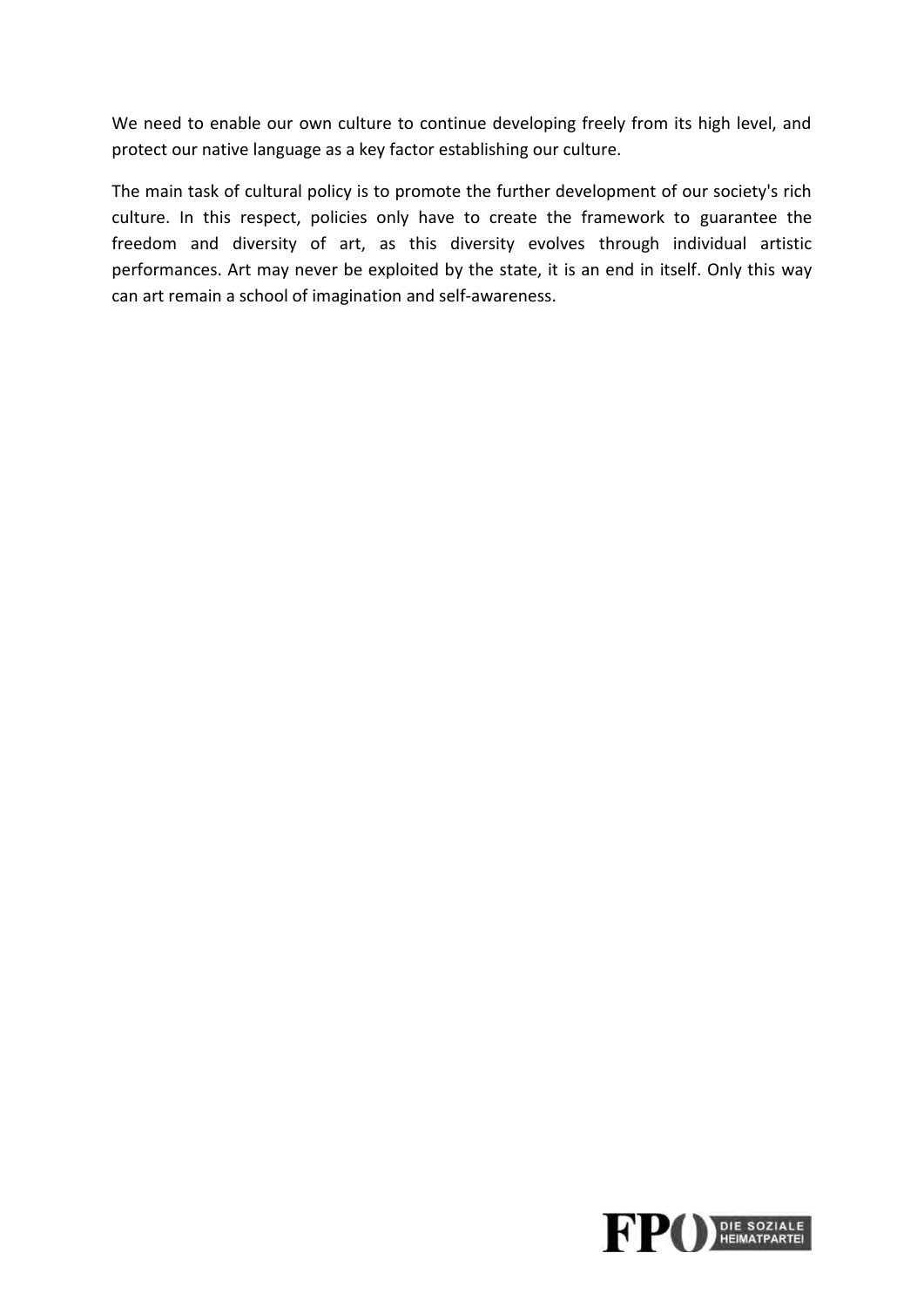We need to enable our own culture to continue developing freely from its high level, and protect our native language as a key factor establishing our culture.

The main task of cultural policy is to promote the further development of our society's rich culture. In this respect, policies only have to create the framework to guarantee the freedom and diversity of art, as this diversity evolves through individual artistic performances. Art may never be exploited by the state, it is an end in itself. Only this way can art remain a school of imagination and self-awareness.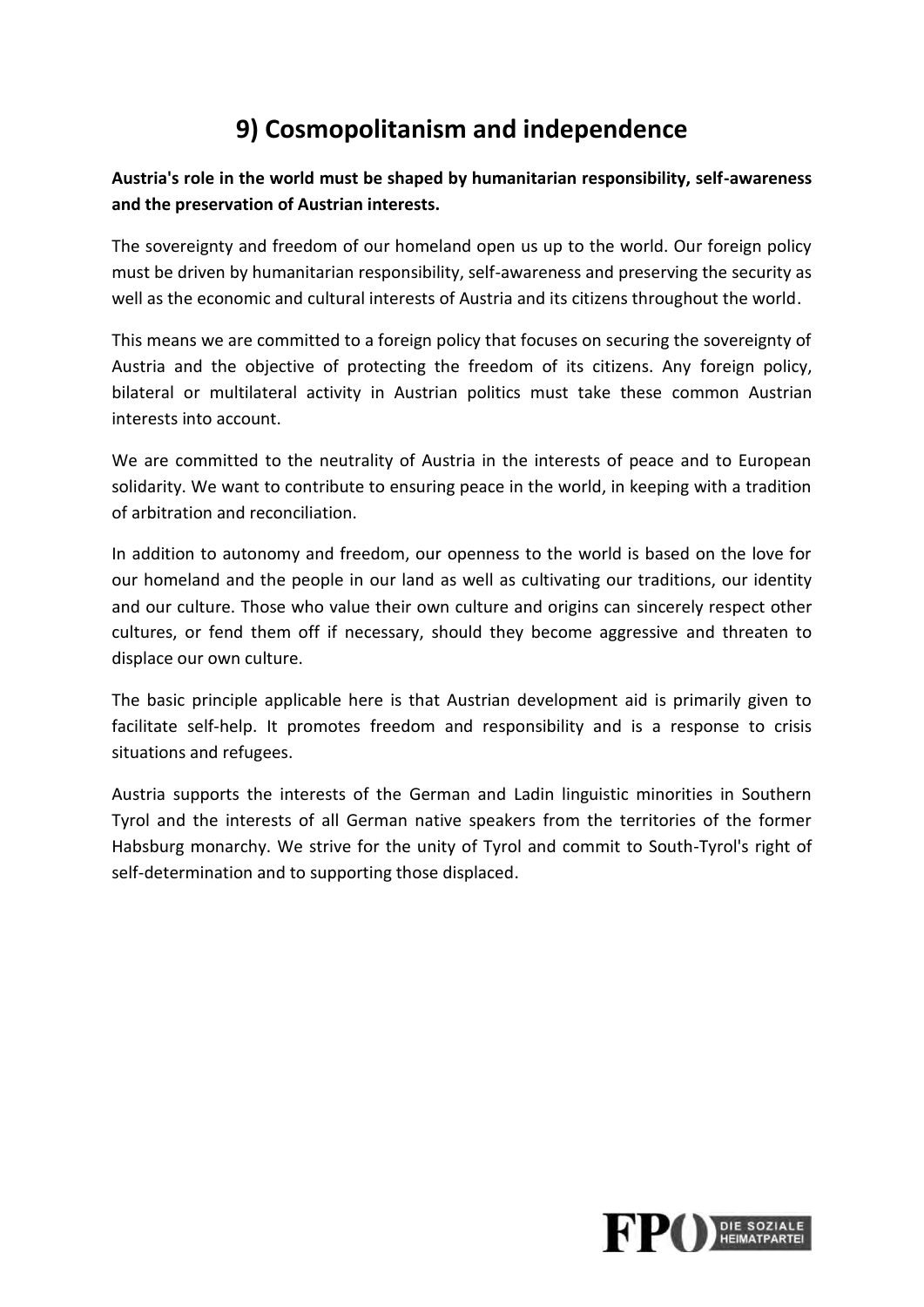# 9) Cosmopolitanism and independence

**Austria's role in the world must be shaped by humanitarian responsibility, self-awareness and the preservation of Austrian interests.**

The sovereignty and freedom of our homeland open us up to the world. Our foreign policy must be driven by humanitarian responsibility, self-awareness and preserving the security as well as the economic and cultural interests of Austria and its citizens throughout the world.

This means we are committed to a foreign policy that focuses on securing the sovereignty of Austria and the objective of protecting the freedom of its citizens. Any foreign policy, bilateral or multilateral activity in Austrian politics must take these common Austrian interests into account.

We are committed to the neutrality of Austria in the interests of peace and to European solidarity. We want to contribute to ensuring peace in the world, in keeping with a tradition of arbitration and reconciliation.

In addition to autonomy and freedom, our openness to the world is based on the love for our homeland and the people in our land as well as cultivating our traditions, our identity and our culture. Those who value their own culture and origins can sincerely respect other cultures, or fend them off if necessary, should they become aggressive and threaten to displace our own culture.

The basic principle applicable here is that Austrian development aid is primarily given to facilitate self-help. It promotes freedom and responsibility and is a response to crisis situations and refugees.

Austria supports the interests of the German and Ladin linguistic minorities in Southern Tyrol and the interests of all German native speakers from the territories of the former Habsburg monarchy. We strive for the unity of Tyrol and commit to South-Tyrol's right of self-determination and to supporting those displaced.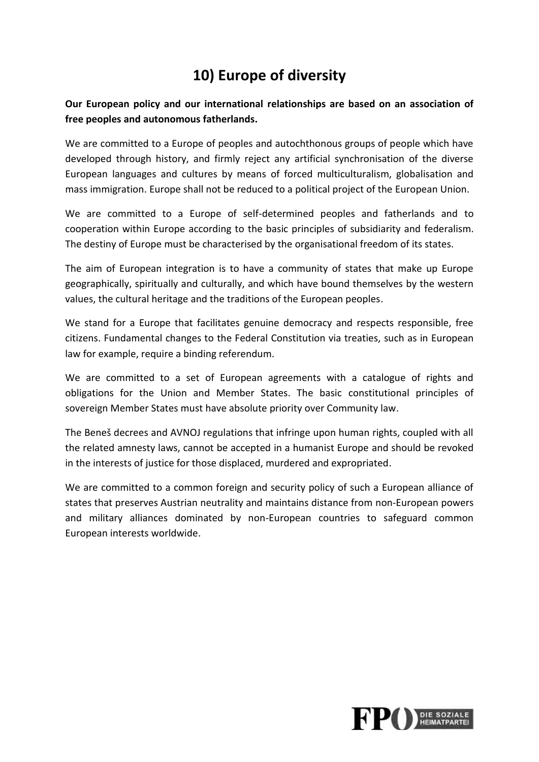# 10) Europe of diversity

**Our European policy and our international relationships are based on an association of free peoples and autonomous fatherlands.**

We are committed to a Europe of peoples and autochthonous groups of people which have developed through history, and firmly reject any artificial synchronisation of the diverse European languages and cultures by means of forced multiculturalism, globalisation and mass immigration. Europe shall not be reduced to a political project of the European Union.

We are committed to a Europe of self-determined peoples and fatherlands and to cooperation within Europe according to the basic principles of subsidiarity and federalism. The destiny of Europe must be characterised by the organisational freedom of its states.

The aim of European integration is to have a community of states that make up Europe geographically, spiritually and culturally, and which have bound themselves by the western values, the cultural heritage and the traditions of the European peoples.

We stand for a Europe that facilitates genuine democracy and respects responsible, free citizens. Fundamental changes to the Federal Constitution via treaties, such as in European law for example, require a binding referendum.

We are committed to a set of European agreements with a catalogue of rights and obligations for the Union and Member States. The basic constitutional principles of sovereign Member States must have absolute priority over Community law.

The Beneš decrees and AVNOJ regulations that infringe upon human rights, coupled with all the related amnesty laws, cannot be accepted in a humanist Europe and should be revoked in the interests of justice for those displaced, murdered and expropriated.

We are committed to a common foreign and security policy of such a European alliance of states that preserves Austrian neutrality and maintains distance from non-European powers and military alliances dominated by non-European countries to safeguard common European interests worldwide.